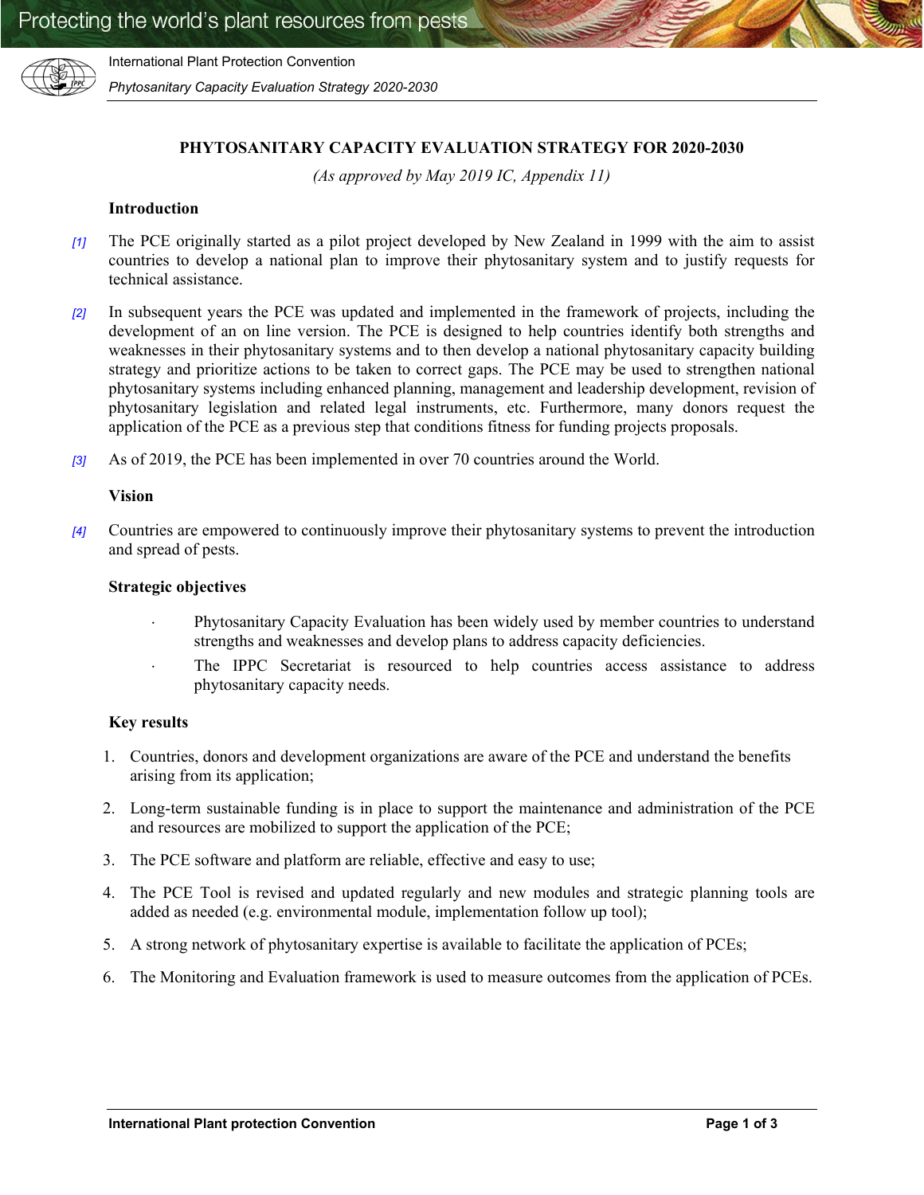# PHYTOSANITARY CAPACITY EVALUATION STRATEGY FOR 2020-2030

*(As approved by May 2019 IC, Appendix 11)*

## Introduction

[1] The PCE originally started as a pilot project developed by New Zealand in 1999 with the aim to assist countries to develop a national plan to improve their phytosanitary system and to justify requests for technical assistance.

[2] In subsequent years the PCE was updated and implemented in the framework of projects, including the development of an on line version. The PCE is designed to help countries identify both strengths and weaknesses in their phytosanitary systems and to then develop a national phytosanitary capacity building strategy and prioritize actions to be taken to correct gaps. The PCE may be used to strengthen national phytosanitary systems including enhanced planning, management and leadership development, revision of phytosanitary legislation and related legal instruments, etc. Furthermore, many donors request the application of the PCE as a previous step that conditions fitness for funding projects proposals.

[3] As of 2019, the PCE has been implemented in over 70 countries around the World.

## Vision

[4] Countries are empowered to continuously improve their phytosanitary systems to prevent the introduction and spread of pests.

## Strategic objectives

- Phytosanitary Capacity Evaluation has been widely used by member countries to understand strengths and weaknesses and develop plans to address capacity deficiencies.
- The IPPC Secretariat is resourced to help countries access assistance to address phytosanitary capacity needs.

## Key results

1. Countries, donors and development organizations are aware of the PCE and understand the benefits arising from its application;
2. Long-term sustainable funding is in place to support the maintenance and administration of the PCE and resources are mobilized to support the application of the PCE;
3. The PCE software and platform are reliable, effective and easy to use;
4. The PCE Tool is revised and updated regularly and new modules and strategic planning tools are added as needed (e.g. environmental module, implementation follow up tool);
5. A strong network of phytosanitary expertise is available to facilitate the application of PCEs;
6. The Monitoring and Evaluation framework is used to measure outcomes from the application of PCEs.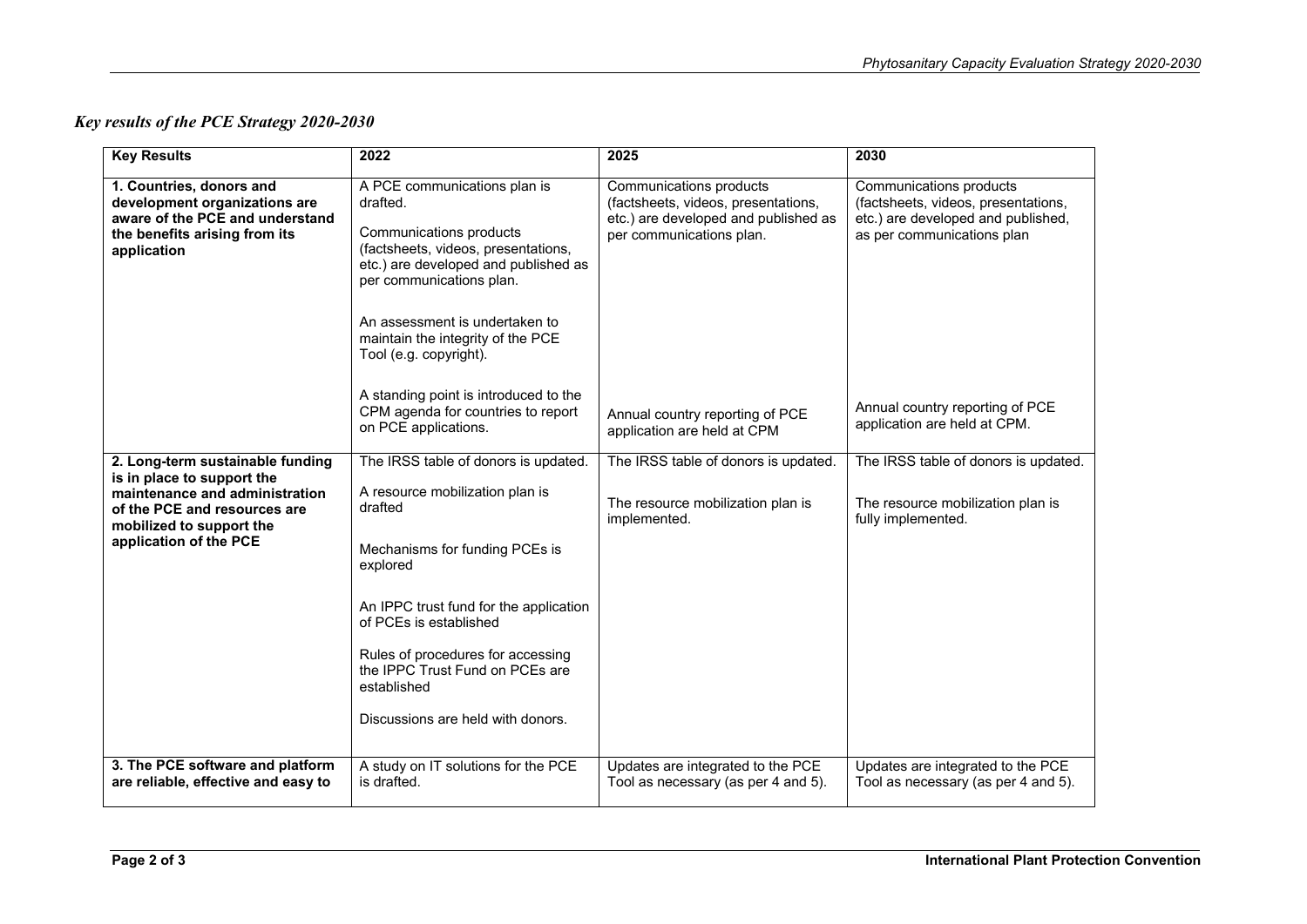### *Key results of the PCE Strategy 2020-2030*

| Key Results | 2022 | 2025 | 2030 |
|---|---|---|---|
| **1. Countries, donors and development organizations are aware of the PCE and understand the benefits arising from its application** | A PCE communications plan is drafted.<br><br>Communications products (factsheets, videos, presentations, etc.) are developed and published as per communications plan.<br><br>An assessment is undertaken to maintain the integrity of the PCE Tool (e.g. copyright).<br><br>A standing point is introduced to the CPM agenda for countries to report on PCE applications. | Communications products (factsheets, videos, presentations, etc.) are developed and published as per communications plan.<br><br>Annual country reporting of PCE application are held at CPM | Communications products (factsheets, videos, presentations, etc.) are developed and published, as per communications plan<br><br>Annual country reporting of PCE application are held at CPM. |
| **2. Long-term sustainable funding is in place to support the maintenance and administration of the PCE and resources are mobilized to support the application of the PCE** | The IRSS table of donors is updated.<br><br>A resource mobilization plan is drafted<br><br>Mechanisms for funding PCEs is explored<br><br>An IPPC trust fund for the application of PCEs is established<br><br>Rules of procedures for accessing the IPPC Trust Fund on PCEs are established<br><br>Discussions are held with donors. | The IRSS table of donors is updated.<br><br>The resource mobilization plan is implemented. | The IRSS table of donors is updated.<br><br>The resource mobilization plan is fully implemented. |
| **3. The PCE software and platform are reliable, effective and easy to** | A study on IT solutions for the PCE is drafted. | Updates are integrated to the PCE Tool as necessary (as per 4 and 5). | Updates are integrated to the PCE Tool as necessary (as per 4 and 5). |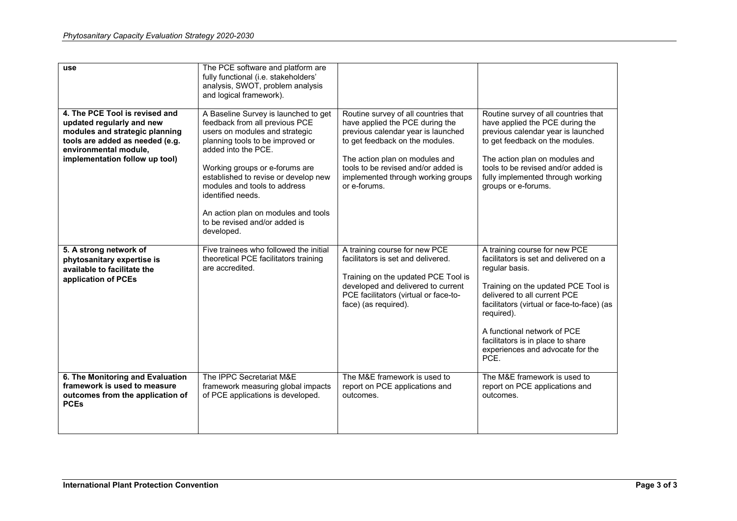| | | | |
|---|---|---|---|
| **use** | The PCE software and platform are fully functional (i.e. stakeholders' analysis, SWOT, problem analysis and logical framework). | | |
| **4. The PCE Tool is revised and updated regularly and new modules and strategic planning tools are added as needed (e.g. environmental module, implementation follow up tool)** | A Baseline Survey is launched to get feedback from all previous PCE users on modules and strategic planning tools to be improved or added into the PCE.<br><br>Working groups or e-forums are established to revise or develop new modules and tools to address identified needs.<br><br>An action plan on modules and tools to be revised and/or added is developed. | Routine survey of all countries that have applied the PCE during the previous calendar year is launched to get feedback on the modules.<br><br>The action plan on modules and tools to be revised and/or added is implemented through working groups or e-forums. | Routine survey of all countries that have applied the PCE during the previous calendar year is launched to get feedback on the modules.<br><br>The action plan on modules and tools to be revised and/or added is fully implemented through working groups or e-forums. |
| **5. A strong network of phytosanitary expertise is available to facilitate the application of PCEs** | Five trainees who followed the initial theoretical PCE facilitators training are accredited. | A training course for new PCE facilitators is set and delivered.<br><br>Training on the updated PCE Tool is developed and delivered to current PCE facilitators (virtual or face-to-face) (as required). | A training course for new PCE facilitators is set and delivered on a regular basis.<br><br>Training on the updated PCE Tool is delivered to all current PCE facilitators (virtual or face-to-face) (as required).<br><br>A functional network of PCE facilitators is in place to share experiences and advocate for the PCE. |
| **6. The Monitoring and Evaluation framework is used to measure outcomes from the application of PCEs** | The IPPC Secretariat M&E framework measuring global impacts of PCE applications is developed. | The M&E framework is used to report on PCE applications and outcomes. | The M&E framework is used to report on PCE applications and outcomes. |